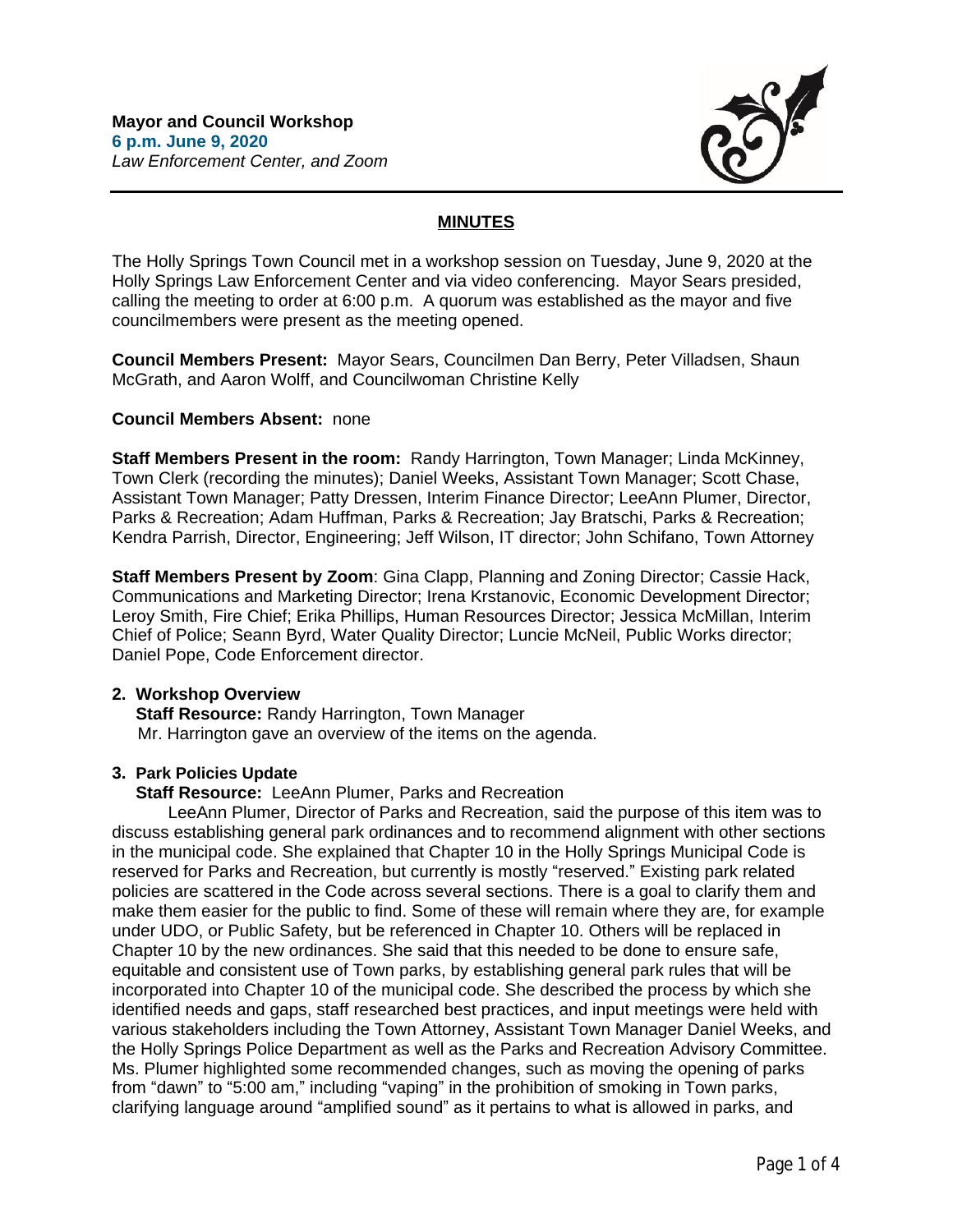**Mayor and Council Workshop**
**6 p.m. June 9, 2020**
*Law Enforcement Center, and Zoom*

## MINUTES

The Holly Springs Town Council met in a workshop session on Tuesday, June 9, 2020 at the Holly Springs Law Enforcement Center and via video conferencing. Mayor Sears presided, calling the meeting to order at 6:00 p.m. A quorum was established as the mayor and five councilmembers were present as the meeting opened.

**Council Members Present:** Mayor Sears, Councilmen Dan Berry, Peter Villadsen, Shaun McGrath, and Aaron Wolff, and Councilwoman Christine Kelly

**Council Members Absent:** none

**Staff Members Present in the room:** Randy Harrington, Town Manager; Linda McKinney, Town Clerk (recording the minutes); Daniel Weeks, Assistant Town Manager; Scott Chase, Assistant Town Manager; Patty Dressen, Interim Finance Director; LeeAnn Plumer, Director, Parks & Recreation; Adam Huffman, Parks & Recreation; Jay Bratschi, Parks & Recreation; Kendra Parrish, Director, Engineering; Jeff Wilson, IT director; John Schifano, Town Attorney

**Staff Members Present by Zoom**: Gina Clapp, Planning and Zoning Director; Cassie Hack, Communications and Marketing Director; Irena Krstanovic, Economic Development Director; Leroy Smith, Fire Chief; Erika Phillips, Human Resources Director; Jessica McMillan, Interim Chief of Police; Seann Byrd, Water Quality Director; Luncie McNeil, Public Works director; Daniel Pope, Code Enforcement director.

**2. Workshop Overview**
**Staff Resource:** Randy Harrington, Town Manager
Mr. Harrington gave an overview of the items on the agenda.

**3. Park Policies Update**
**Staff Resource:** LeeAnn Plumer, Parks and Recreation

LeeAnn Plumer, Director of Parks and Recreation, said the purpose of this item was to discuss establishing general park ordinances and to recommend alignment with other sections in the municipal code. She explained that Chapter 10 in the Holly Springs Municipal Code is reserved for Parks and Recreation, but currently is mostly "reserved." Existing park related policies are scattered in the Code across several sections. There is a goal to clarify them and make them easier for the public to find. Some of these will remain where they are, for example under UDO, or Public Safety, but be referenced in Chapter 10. Others will be replaced in Chapter 10 by the new ordinances. She said that this needed to be done to ensure safe, equitable and consistent use of Town parks, by establishing general park rules that will be incorporated into Chapter 10 of the municipal code. She described the process by which she identified needs and gaps, staff researched best practices, and input meetings were held with various stakeholders including the Town Attorney, Assistant Town Manager Daniel Weeks, and the Holly Springs Police Department as well as the Parks and Recreation Advisory Committee. Ms. Plumer highlighted some recommended changes, such as moving the opening of parks from "dawn" to "5:00 am," including "vaping" in the prohibition of smoking in Town parks, clarifying language around "amplified sound" as it pertains to what is allowed in parks, and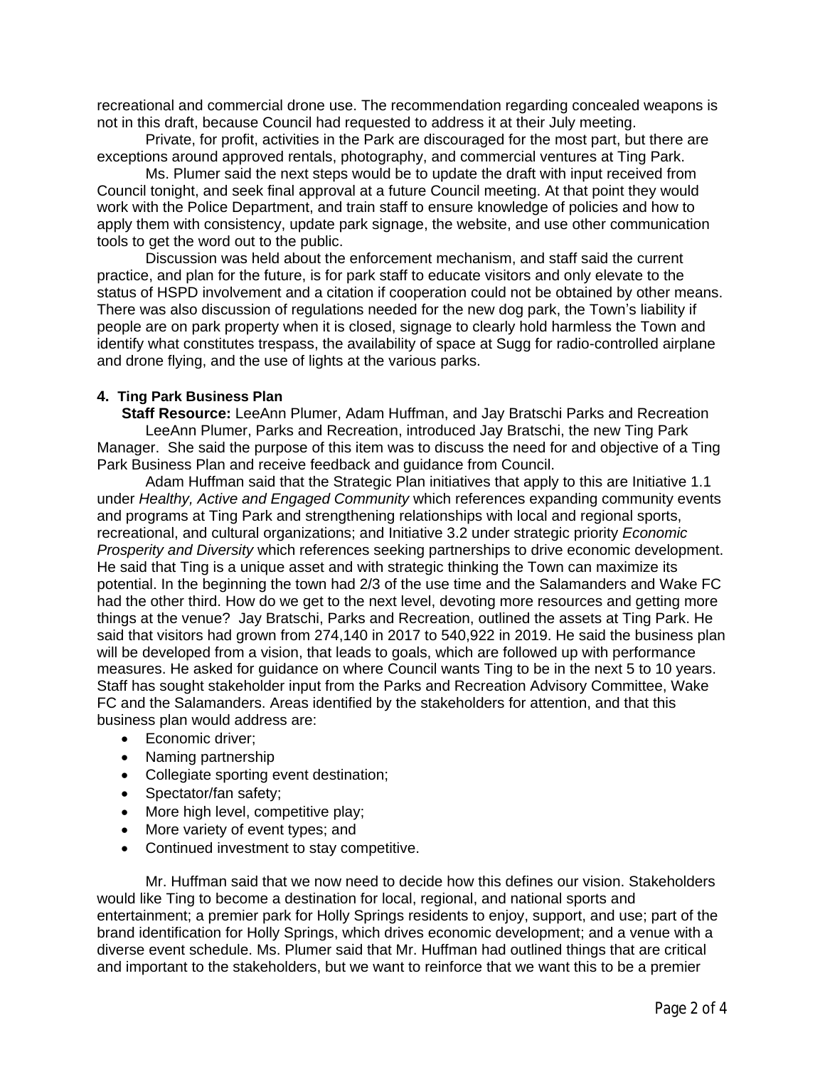recreational and commercial drone use. The recommendation regarding concealed weapons is not in this draft, because Council had requested to address it at their July meeting.

Private, for profit, activities in the Park are discouraged for the most part, but there are exceptions around approved rentals, photography, and commercial ventures at Ting Park.

Ms. Plumer said the next steps would be to update the draft with input received from Council tonight, and seek final approval at a future Council meeting. At that point they would work with the Police Department, and train staff to ensure knowledge of policies and how to apply them with consistency, update park signage, the website, and use other communication tools to get the word out to the public.

Discussion was held about the enforcement mechanism, and staff said the current practice, and plan for the future, is for park staff to educate visitors and only elevate to the status of HSPD involvement and a citation if cooperation could not be obtained by other means. There was also discussion of regulations needed for the new dog park, the Town's liability if people are on park property when it is closed, signage to clearly hold harmless the Town and identify what constitutes trespass, the availability of space at Sugg for radio-controlled airplane and drone flying, and the use of lights at the various parks.

**4. Ting Park Business Plan**

**Staff Resource:** LeeAnn Plumer, Adam Huffman, and Jay Bratschi Parks and Recreation

LeeAnn Plumer, Parks and Recreation, introduced Jay Bratschi, the new Ting Park Manager. She said the purpose of this item was to discuss the need for and objective of a Ting Park Business Plan and receive feedback and guidance from Council.

Adam Huffman said that the Strategic Plan initiatives that apply to this are Initiative 1.1 under *Healthy, Active and Engaged Community* which references expanding community events and programs at Ting Park and strengthening relationships with local and regional sports, recreational, and cultural organizations; and Initiative 3.2 under strategic priority *Economic Prosperity and Diversity* which references seeking partnerships to drive economic development. He said that Ting is a unique asset and with strategic thinking the Town can maximize its potential. In the beginning the town had 2/3 of the use time and the Salamanders and Wake FC had the other third. How do we get to the next level, devoting more resources and getting more things at the venue? Jay Bratschi, Parks and Recreation, outlined the assets at Ting Park. He said that visitors had grown from 274,140 in 2017 to 540,922 in 2019. He said the business plan will be developed from a vision, that leads to goals, which are followed up with performance measures. He asked for guidance on where Council wants Ting to be in the next 5 to 10 years. Staff has sought stakeholder input from the Parks and Recreation Advisory Committee, Wake FC and the Salamanders. Areas identified by the stakeholders for attention, and that this business plan would address are:

- Economic driver;
- Naming partnership
- Collegiate sporting event destination;
- Spectator/fan safety;
- More high level, competitive play;
- More variety of event types; and
- Continued investment to stay competitive.

Mr. Huffman said that we now need to decide how this defines our vision. Stakeholders would like Ting to become a destination for local, regional, and national sports and entertainment; a premier park for Holly Springs residents to enjoy, support, and use; part of the brand identification for Holly Springs, which drives economic development; and a venue with a diverse event schedule. Ms. Plumer said that Mr. Huffman had outlined things that are critical and important to the stakeholders, but we want to reinforce that we want this to be a premier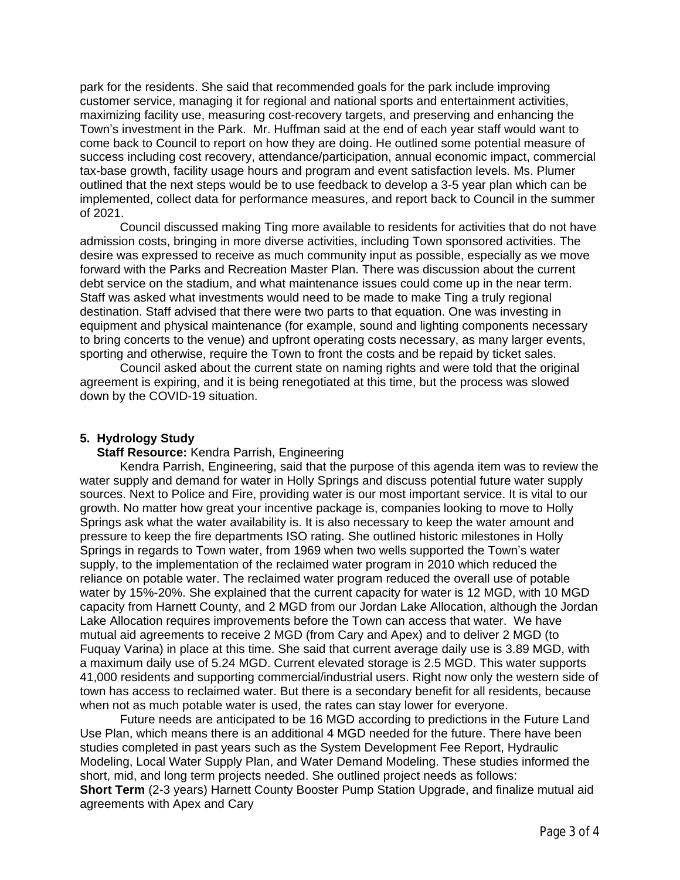park for the residents. She said that recommended goals for the park include improving customer service, managing it for regional and national sports and entertainment activities, maximizing facility use, measuring cost-recovery targets, and preserving and enhancing the Town's investment in the Park. Mr. Huffman said at the end of each year staff would want to come back to Council to report on how they are doing. He outlined some potential measure of success including cost recovery, attendance/participation, annual economic impact, commercial tax-base growth, facility usage hours and program and event satisfaction levels. Ms. Plumer outlined that the next steps would be to use feedback to develop a 3-5 year plan which can be implemented, collect data for performance measures, and report back to Council in the summer of 2021.

Council discussed making Ting more available to residents for activities that do not have admission costs, bringing in more diverse activities, including Town sponsored activities. The desire was expressed to receive as much community input as possible, especially as we move forward with the Parks and Recreation Master Plan. There was discussion about the current debt service on the stadium, and what maintenance issues could come up in the near term. Staff was asked what investments would need to be made to make Ting a truly regional destination. Staff advised that there were two parts to that equation. One was investing in equipment and physical maintenance (for example, sound and lighting components necessary to bring concerts to the venue) and upfront operating costs necessary, as many larger events, sporting and otherwise, require the Town to front the costs and be repaid by ticket sales.

Council asked about the current state on naming rights and were told that the original agreement is expiring, and it is being renegotiated at this time, but the process was slowed down by the COVID-19 situation.

**5. Hydrology Study**

**Staff Resource:** Kendra Parrish, Engineering

Kendra Parrish, Engineering, said that the purpose of this agenda item was to review the water supply and demand for water in Holly Springs and discuss potential future water supply sources. Next to Police and Fire, providing water is our most important service. It is vital to our growth. No matter how great your incentive package is, companies looking to move to Holly Springs ask what the water availability is. It is also necessary to keep the water amount and pressure to keep the fire departments ISO rating. She outlined historic milestones in Holly Springs in regards to Town water, from 1969 when two wells supported the Town's water supply, to the implementation of the reclaimed water program in 2010 which reduced the reliance on potable water. The reclaimed water program reduced the overall use of potable water by 15%-20%. She explained that the current capacity for water is 12 MGD, with 10 MGD capacity from Harnett County, and 2 MGD from our Jordan Lake Allocation, although the Jordan Lake Allocation requires improvements before the Town can access that water. We have mutual aid agreements to receive 2 MGD (from Cary and Apex) and to deliver 2 MGD (to Fuquay Varina) in place at this time. She said that current average daily use is 3.89 MGD, with a maximum daily use of 5.24 MGD. Current elevated storage is 2.5 MGD. This water supports 41,000 residents and supporting commercial/industrial users. Right now only the western side of town has access to reclaimed water. But there is a secondary benefit for all residents, because when not as much potable water is used, the rates can stay lower for everyone.

Future needs are anticipated to be 16 MGD according to predictions in the Future Land Use Plan, which means there is an additional 4 MGD needed for the future. There have been studies completed in past years such as the System Development Fee Report, Hydraulic Modeling, Local Water Supply Plan, and Water Demand Modeling. These studies informed the short, mid, and long term projects needed. She outlined project needs as follows:

**Short Term** (2-3 years) Harnett County Booster Pump Station Upgrade, and finalize mutual aid agreements with Apex and Cary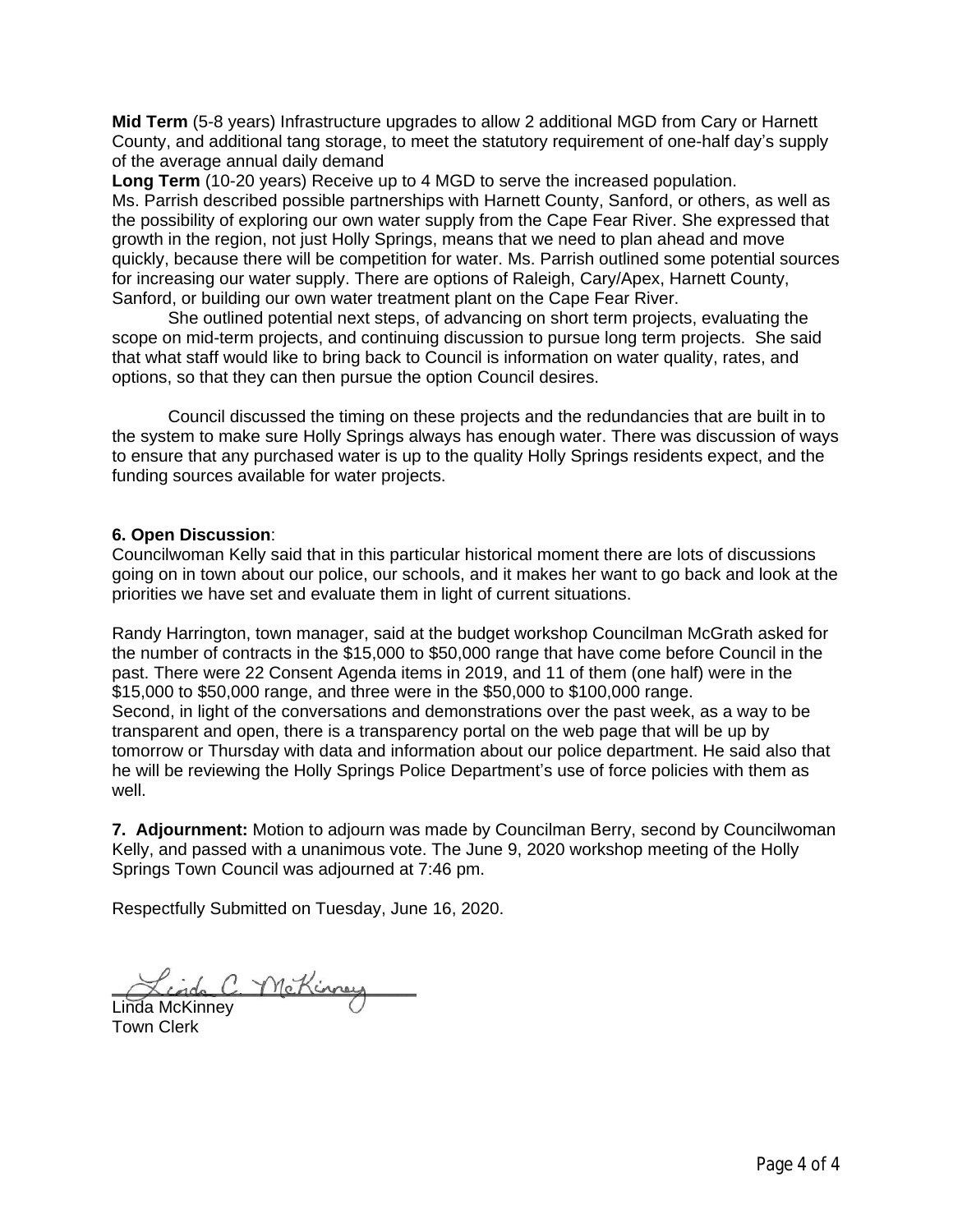**Mid Term** (5-8 years) Infrastructure upgrades to allow 2 additional MGD from Cary or Harnett County, and additional tang storage, to meet the statutory requirement of one-half day's supply of the average annual daily demand

**Long Term** (10-20 years) Receive up to 4 MGD to serve the increased population.

Ms. Parrish described possible partnerships with Harnett County, Sanford, or others, as well as the possibility of exploring our own water supply from the Cape Fear River. She expressed that growth in the region, not just Holly Springs, means that we need to plan ahead and move quickly, because there will be competition for water. Ms. Parrish outlined some potential sources for increasing our water supply. There are options of Raleigh, Cary/Apex, Harnett County, Sanford, or building our own water treatment plant on the Cape Fear River.

She outlined potential next steps, of advancing on short term projects, evaluating the scope on mid-term projects, and continuing discussion to pursue long term projects. She said that what staff would like to bring back to Council is information on water quality, rates, and options, so that they can then pursue the option Council desires.

Council discussed the timing on these projects and the redundancies that are built in to the system to make sure Holly Springs always has enough water. There was discussion of ways to ensure that any purchased water is up to the quality Holly Springs residents expect, and the funding sources available for water projects.

**6. Open Discussion**:

Councilwoman Kelly said that in this particular historical moment there are lots of discussions going on in town about our police, our schools, and it makes her want to go back and look at the priorities we have set and evaluate them in light of current situations.

Randy Harrington, town manager, said at the budget workshop Councilman McGrath asked for the number of contracts in the $15,000 to $50,000 range that have come before Council in the past. There were 22 Consent Agenda items in 2019, and 11 of them (one half) were in the $15,000 to $50,000 range, and three were in the $50,000 to $100,000 range.

Second, in light of the conversations and demonstrations over the past week, as a way to be transparent and open, there is a transparency portal on the web page that will be up by tomorrow or Thursday with data and information about our police department. He said also that he will be reviewing the Holly Springs Police Department's use of force policies with them as well.

**7. Adjournment:** Motion to adjourn was made by Councilman Berry, second by Councilwoman Kelly, and passed with a unanimous vote. The June 9, 2020 workshop meeting of the Holly Springs Town Council was adjourned at 7:46 pm.

Respectfully Submitted on Tuesday, June 16, 2020.

Linda McKinney
Town Clerk